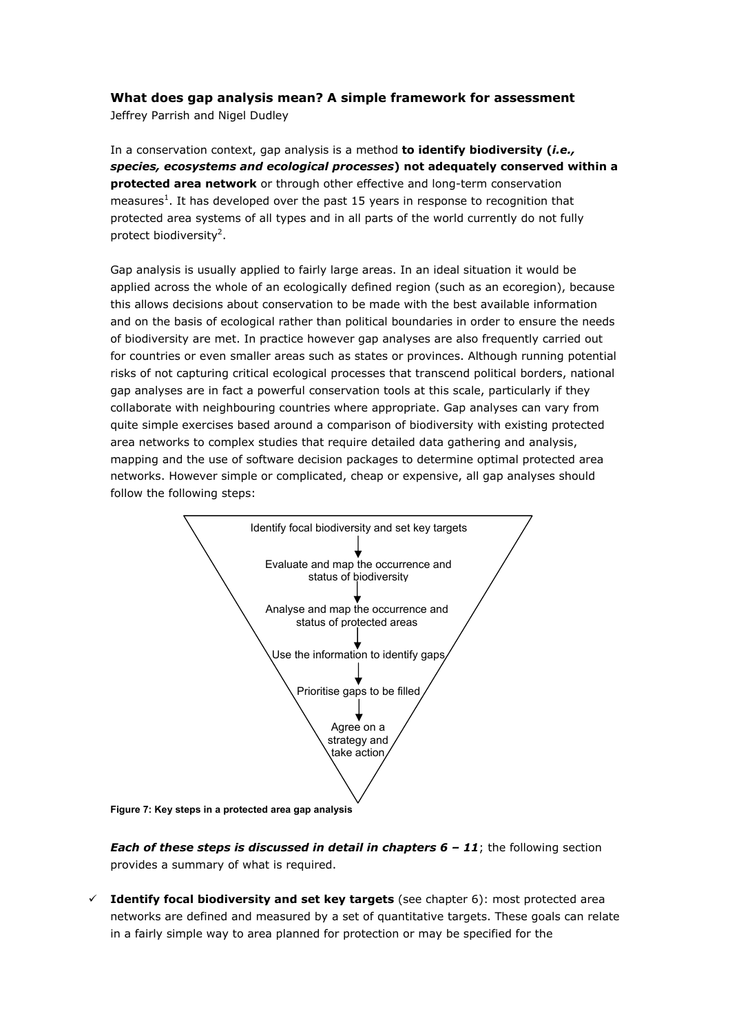### What does gap analysis mean? A simple framework for assessment

Jeffrey Parrish and Nigel Dudley

In a conservation context, gap analysis is a method **to identify biodiversity (*i.e., species, ecosystems and ecological processes*) not adequately conserved within a protected area network** or through other effective and long-term conservation measures[1]. It has developed over the past 15 years in response to recognition that protected area systems of all types and in all parts of the world currently do not fully protect biodiversity[2].

Gap analysis is usually applied to fairly large areas. In an ideal situation it would be applied across the whole of an ecologically defined region (such as an ecoregion), because this allows decisions about conservation to be made with the best available information and on the basis of ecological rather than political boundaries in order to ensure the needs of biodiversity are met. In practice however gap analyses are also frequently carried out for countries or even smaller areas such as states or provinces. Although running potential risks of not capturing critical ecological processes that transcend political borders, national gap analyses are in fact a powerful conservation tools at this scale, particularly if they collaborate with neighbouring countries where appropriate. Gap analyses can vary from quite simple exercises based around a comparison of biodiversity with existing protected area networks to complex studies that require detailed data gathering and analysis, mapping and the use of software decision packages to determine optimal protected area networks. However simple or complicated, cheap or expensive, all gap analyses should follow the following steps:

Identify focal biodiversity and set key targets
↓
Evaluate and map the occurrence and status of biodiversity
↓
Analyse and map the occurrence and status of protected areas
↓
Use the information to identify gaps
↓
Prioritise gaps to be filled
↓
Agree on a strategy and take action

**Figure 7: Key steps in a protected area gap analysis**

***Each of these steps is discussed in detail in chapters 6 – 11***; the following section provides a summary of what is required.

- ✓ **Identify focal biodiversity and set key targets** (see chapter 6): most protected area networks are defined and measured by a set of quantitative targets. These goals can relate in a fairly simple way to area planned for protection or may be specified for the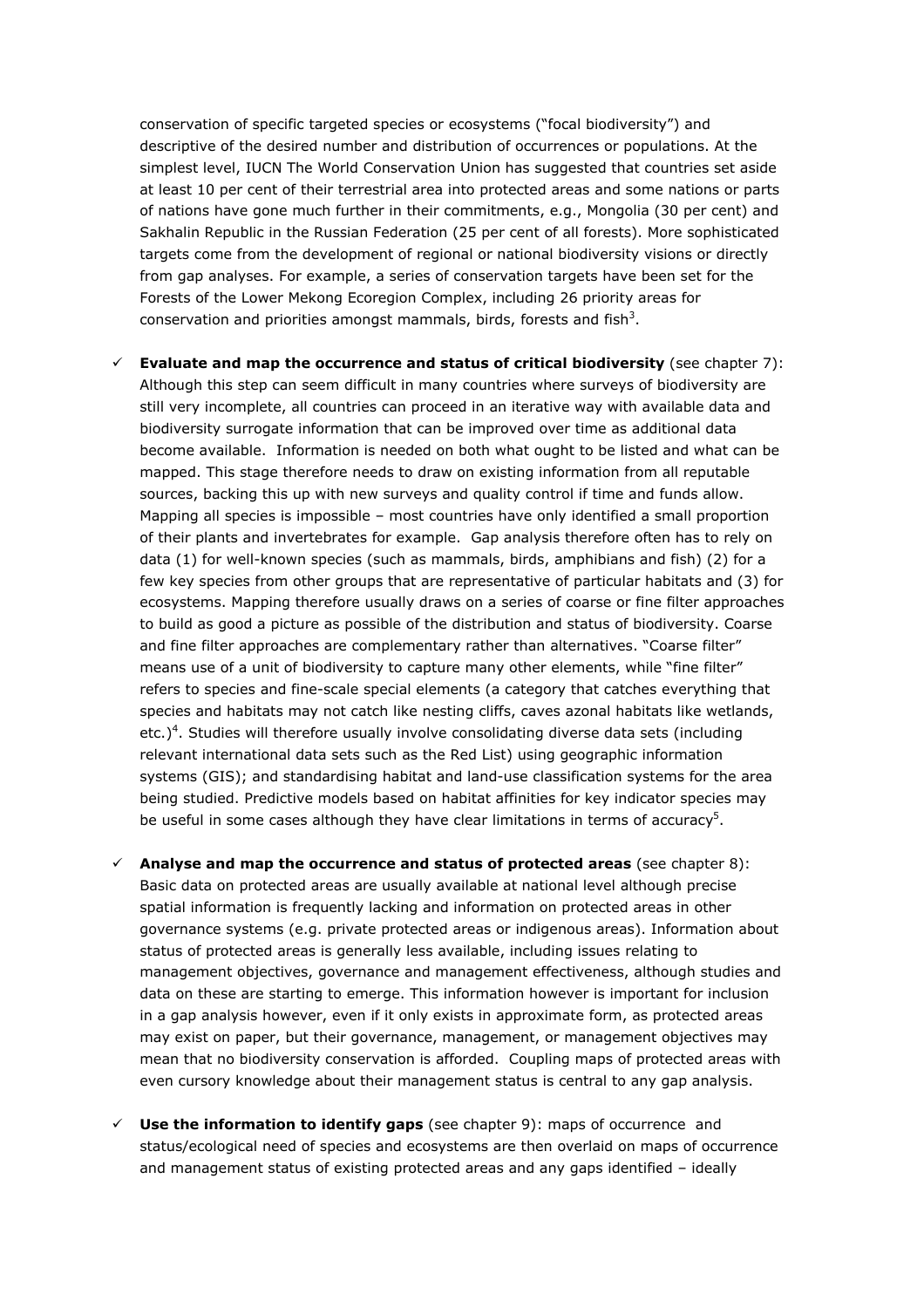conservation of specific targeted species or ecosystems ("focal biodiversity") and descriptive of the desired number and distribution of occurrences or populations. At the simplest level, IUCN The World Conservation Union has suggested that countries set aside at least 10 per cent of their terrestrial area into protected areas and some nations or parts of nations have gone much further in their commitments, e.g., Mongolia (30 per cent) and Sakhalin Republic in the Russian Federation (25 per cent of all forests). More sophisticated targets come from the development of regional or national biodiversity visions or directly from gap analyses. For example, a series of conservation targets have been set for the Forests of the Lower Mekong Ecoregion Complex, including 26 priority areas for conservation and priorities amongst mammals, birds, forests and fish[3].

- ✓ **Evaluate and map the occurrence and status of critical biodiversity** (see chapter 7): Although this step can seem difficult in many countries where surveys of biodiversity are still very incomplete, all countries can proceed in an iterative way with available data and biodiversity surrogate information that can be improved over time as additional data become available. Information is needed on both what ought to be listed and what can be mapped. This stage therefore needs to draw on existing information from all reputable sources, backing this up with new surveys and quality control if time and funds allow. Mapping all species is impossible – most countries have only identified a small proportion of their plants and invertebrates for example. Gap analysis therefore often has to rely on data (1) for well-known species (such as mammals, birds, amphibians and fish) (2) for a few key species from other groups that are representative of particular habitats and (3) for ecosystems. Mapping therefore usually draws on a series of coarse or fine filter approaches to build as good a picture as possible of the distribution and status of biodiversity. Coarse and fine filter approaches are complementary rather than alternatives. "Coarse filter" means use of a unit of biodiversity to capture many other elements, while "fine filter" refers to species and fine-scale special elements (a category that catches everything that species and habitats may not catch like nesting cliffs, caves azonal habitats like wetlands, etc.)[4]. Studies will therefore usually involve consolidating diverse data sets (including relevant international data sets such as the Red List) using geographic information systems (GIS); and standardising habitat and land-use classification systems for the area being studied. Predictive models based on habitat affinities for key indicator species may be useful in some cases although they have clear limitations in terms of accuracy[5].

- ✓ **Analyse and map the occurrence and status of protected areas** (see chapter 8): Basic data on protected areas are usually available at national level although precise spatial information is frequently lacking and information on protected areas in other governance systems (e.g. private protected areas or indigenous areas). Information about status of protected areas is generally less available, including issues relating to management objectives, governance and management effectiveness, although studies and data on these are starting to emerge. This information however is important for inclusion in a gap analysis however, even if it only exists in approximate form, as protected areas may exist on paper, but their governance, management, or management objectives may mean that no biodiversity conservation is afforded. Coupling maps of protected areas with even cursory knowledge about their management status is central to any gap analysis.

- ✓ **Use the information to identify gaps** (see chapter 9): maps of occurrence and status/ecological need of species and ecosystems are then overlaid on maps of occurrence and management status of existing protected areas and any gaps identified – ideally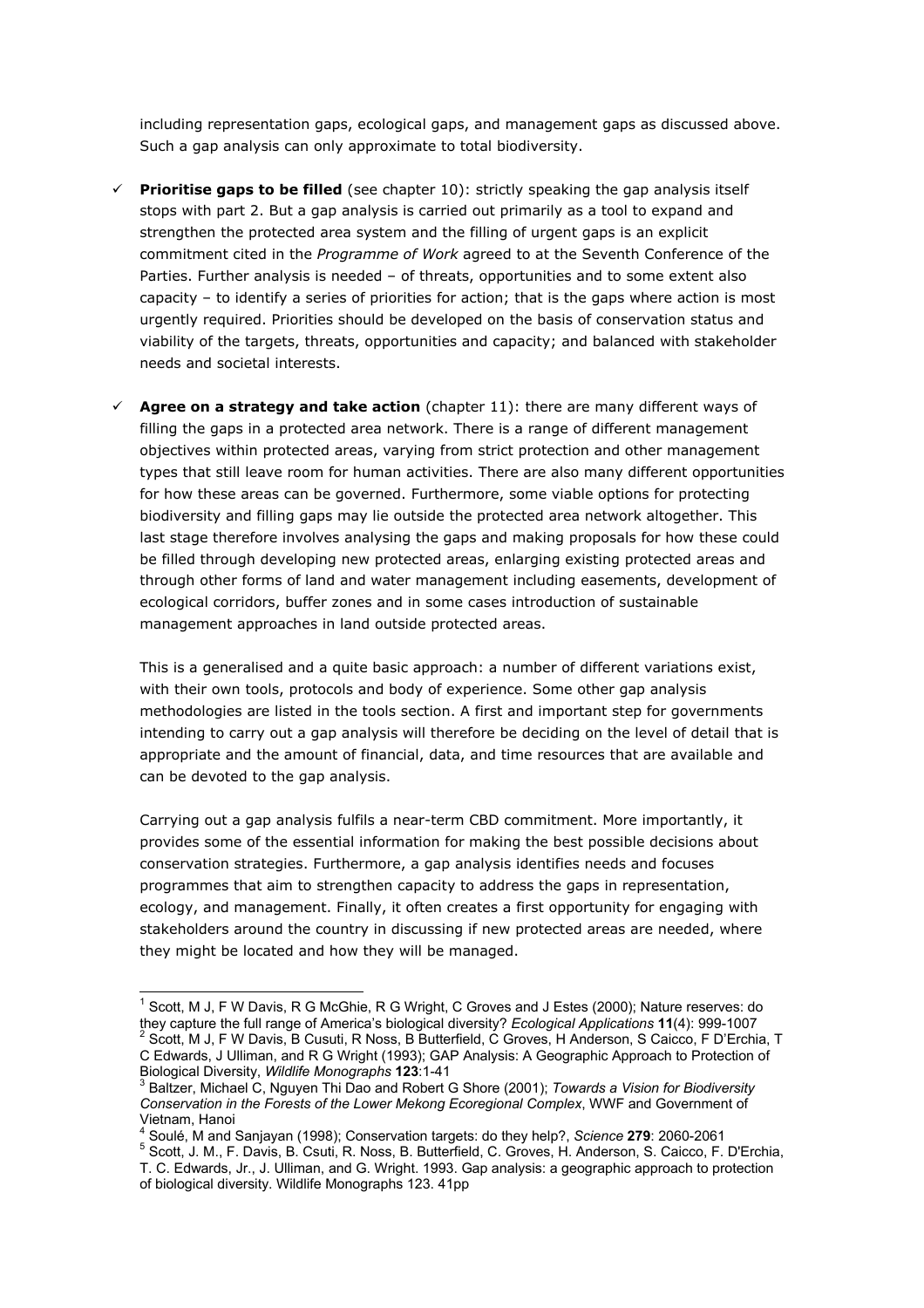including representation gaps, ecological gaps, and management gaps as discussed above. Such a gap analysis can only approximate to total biodiversity.

- ✓ **Prioritise gaps to be filled** (see chapter 10): strictly speaking the gap analysis itself stops with part 2. But a gap analysis is carried out primarily as a tool to expand and strengthen the protected area system and the filling of urgent gaps is an explicit commitment cited in the *Programme of Work* agreed to at the Seventh Conference of the Parties. Further analysis is needed – of threats, opportunities and to some extent also capacity – to identify a series of priorities for action; that is the gaps where action is most urgently required. Priorities should be developed on the basis of conservation status and viability of the targets, threats, opportunities and capacity; and balanced with stakeholder needs and societal interests.

- ✓ **Agree on a strategy and take action** (chapter 11): there are many different ways of filling the gaps in a protected area network. There is a range of different management objectives within protected areas, varying from strict protection and other management types that still leave room for human activities. There are also many different opportunities for how these areas can be governed. Furthermore, some viable options for protecting biodiversity and filling gaps may lie outside the protected area network altogether. This last stage therefore involves analysing the gaps and making proposals for how these could be filled through developing new protected areas, enlarging existing protected areas and through other forms of land and water management including easements, development of ecological corridors, buffer zones and in some cases introduction of sustainable management approaches in land outside protected areas.

  This is a generalised and a quite basic approach: a number of different variations exist, with their own tools, protocols and body of experience. Some other gap analysis methodologies are listed in the tools section. A first and important step for governments intending to carry out a gap analysis will therefore be deciding on the level of detail that is appropriate and the amount of financial, data, and time resources that are available and can be devoted to the gap analysis.

  Carrying out a gap analysis fulfils a near-term CBD commitment. More importantly, it provides some of the essential information for making the best possible decisions about conservation strategies. Furthermore, a gap analysis identifies needs and focuses programmes that aim to strengthen capacity to address the gaps in representation, ecology, and management. Finally, it often creates a first opportunity for engaging with stakeholders around the country in discussing if new protected areas are needed, where they might be located and how they will be managed.

---

[1] Scott, M J, F W Davis, R G McGhie, R G Wright, C Groves and J Estes (2000); Nature reserves: do they capture the full range of America's biological diversity? *Ecological Applications* **11**(4): 999-1007

[2] Scott, M J, F W Davis, B Cusuti, R Noss, B Butterfield, C Groves, H Anderson, S Caicco, F D'Erchia, T C Edwards, J Ulliman, and R G Wright (1993); GAP Analysis: A Geographic Approach to Protection of Biological Diversity, *Wildlife Monographs* **123**:1-41

[3] Baltzer, Michael C, Nguyen Thi Dao and Robert G Shore (2001); *Towards a Vision for Biodiversity Conservation in the Forests of the Lower Mekong Ecoregional Complex*, WWF and Government of Vietnam, Hanoi

[4] Soulé, M and Sanjayan (1998); Conservation targets: do they help?, *Science* **279**: 2060-2061

[5] Scott, J. M., F. Davis, B. Csuti, R. Noss, B. Butterfield, C. Groves, H. Anderson, S. Caicco, F. D'Erchia, T. C. Edwards, Jr., J. Ulliman, and G. Wright. 1993. Gap analysis: a geographic approach to protection of biological diversity. Wildlife Monographs 123. 41pp